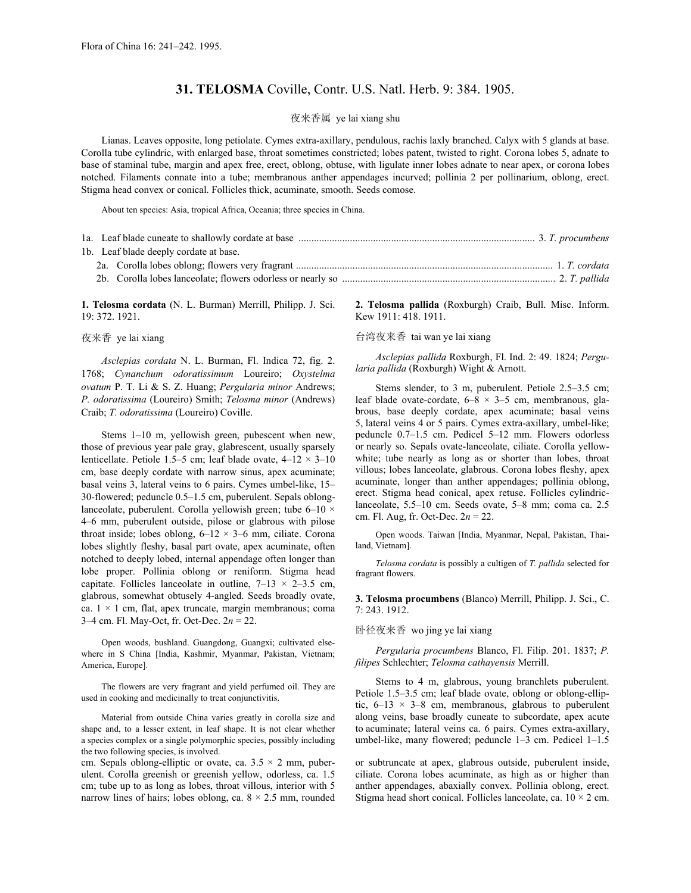Flora of China 16: 241–242. 1995.

# 31. TELOSMA Coville, Contr. U.S. Natl. Herb. 9: 384. 1905.

夜来香属 ye lai xiang shu

Lianas. Leaves opposite, long petiolate. Cymes extra-axillary, pendulous, rachis laxly branched. Calyx with 5 glands at base. Corolla tube cylindric, with enlarged base, throat sometimes constricted; lobes patent, twisted to right. Corona lobes 5, adnate to base of staminal tube, margin and apex free, erect, oblong, obtuse, with ligulate inner lobes adnate to near apex, or corona lobes notched. Filaments connate into a tube; membranous anther appendages incurved; pollinia 2 per pollinarium, oblong, erect. Stigma head convex or conical. Follicles thick, acuminate, smooth. Seeds comose.

About ten species: Asia, tropical Africa, Oceania; three species in China.

1a. Leaf blade cuneate to shallowly cordate at base .......... 3. *T. procumbens*
1b. Leaf blade deeply cordate at base.
  2a. Corolla lobes oblong; flowers very fragrant .......... 1. *T. cordata*
  2b. Corolla lobes lanceolate; flowers odorless or nearly so .......... 2. *T. pallida*

**1. Telosma cordata** (N. L. Burman) Merrill, Philipp. J. Sci. 19: 372. 1921.

夜来香 ye lai xiang

*Asclepias cordata* N. L. Burman, Fl. Indica 72, fig. 2. 1768; *Cynanchum odoratissimum* Loureiro; *Oxystelma ovatum* P. T. Li & S. Z. Huang; *Pergularia minor* Andrews; *P. odoratissima* (Loureiro) Smith; *Telosma minor* (Andrews) Craib; *T. odoratissima* (Loureiro) Coville.

Stems 1–10 m, yellowish green, pubescent when new, those of previous year pale gray, glabrescent, usually sparsely lenticellate. Petiole 1.5–5 cm; leaf blade ovate, 4–12 × 3–10 cm, base deeply cordate with narrow sinus, apex acuminate; basal veins 3, lateral veins to 6 pairs. Cymes umbel-like, 15–30-flowered; peduncle 0.5–1.5 cm, puberulent. Sepals oblong-lanceolate, puberulent. Corolla yellowish green; tube 6–10 × 4–6 mm, puberulent outside, pilose or glabrous with pilose throat inside; lobes oblong, 6–12 × 3–6 mm, ciliate. Corona lobes slightly fleshy, basal part ovate, apex acuminate, often notched to deeply lobed, internal appendage often longer than lobe proper. Pollinia oblong or reniform. Stigma head capitate. Follicles lanceolate in outline, 7–13 × 2–3.5 cm, glabrous, somewhat obtusely 4-angled. Seeds broadly ovate, ca. 1 × 1 cm, flat, apex truncate, margin membranous; coma 3–4 cm. Fl. May-Oct, fr. Oct-Dec. 2*n* = 22.

Open woods, bushland. Guangdong, Guangxi; cultivated elsewhere in S China [India, Kashmir, Myanmar, Pakistan, Vietnam; America, Europe].

The flowers are very fragrant and yield perfumed oil. They are used in cooking and medicinally to treat conjunctivitis.

Material from outside China varies greatly in corolla size and shape and, to a lesser extent, in leaf shape. It is not clear whether a species complex or a single polymorphic species, possibly including the two following species, is involved.

**2. Telosma pallida** (Roxburgh) Craib, Bull. Misc. Inform. Kew 1911: 418. 1911.

台湾夜来香 tai wan ye lai xiang

*Asclepias pallida* Roxburgh, Fl. Ind. 2: 49. 1824; *Pergularia pallida* (Roxburgh) Wight & Arnott.

Stems slender, to 3 m, puberulent. Petiole 2.5–3.5 cm; leaf blade ovate-cordate, 6–8 × 3–5 cm, membranous, glabrous, base deeply cordate, apex acuminate; basal veins 5, lateral veins 4 or 5 pairs. Cymes extra-axillary, umbel-like; peduncle 0.7–1.5 cm. Pedicel 5–12 mm. Flowers odorless or nearly so. Sepals ovate-lanceolate, ciliate. Corolla yellow-white; tube nearly as long as or shorter than lobes, throat villous; lobes lanceolate, glabrous. Corona lobes fleshy, apex acuminate, longer than anther appendages; pollinia oblong, erect. Stigma head conical, apex retuse. Follicles cylindric-lanceolate, 5.5–10 cm. Seeds ovate, 5–8 mm; coma ca. 2.5 cm. Fl. Aug, fr. Oct-Dec. 2*n* = 22.

Open woods. Taiwan [India, Myanmar, Nepal, Pakistan, Thailand, Vietnam].

*Telosma cordata* is possibly a cultigen of *T. pallida* selected for fragrant flowers.

**3. Telosma procumbens** (Blanco) Merrill, Philipp. J. Sci., C. 7: 243. 1912.

卧径夜来香 wo jing ye lai xiang

*Pergularia procumbens* Blanco, Fl. Filip. 201. 1837; *P. filipes* Schlechter; *Telosma cathayensis* Merrill.

Stems to 4 m, glabrous, young branchlets puberulent. Petiole 1.5–3.5 cm; leaf blade ovate, oblong or oblong-elliptic, 6–13 × 3–8 cm, membranous, glabrous to puberulent along veins, base broadly cuneate to subcordate, apex acute to acuminate; lateral veins ca. 6 pairs. Cymes extra-axillary, umbel-like, many flowered; peduncle 1–3 cm. Pedicel 1–1.5 cm. Sepals oblong-elliptic or ovate, ca. 3.5 × 2 mm, puberulent. Corolla greenish or greenish yellow, odorless, ca. 1.5 cm; tube up to as long as lobes, throat villous, interior with 5 narrow lines of hairs; lobes oblong, ca. 8 × 2.5 mm, rounded or subtruncate at apex, glabrous outside, puberulent inside, ciliate. Corona lobes acuminate, as high as or higher than anther appendages, abaxially convex. Pollinia oblong, erect. Stigma head short conical. Follicles lanceolate, ca. 10 × 2 cm.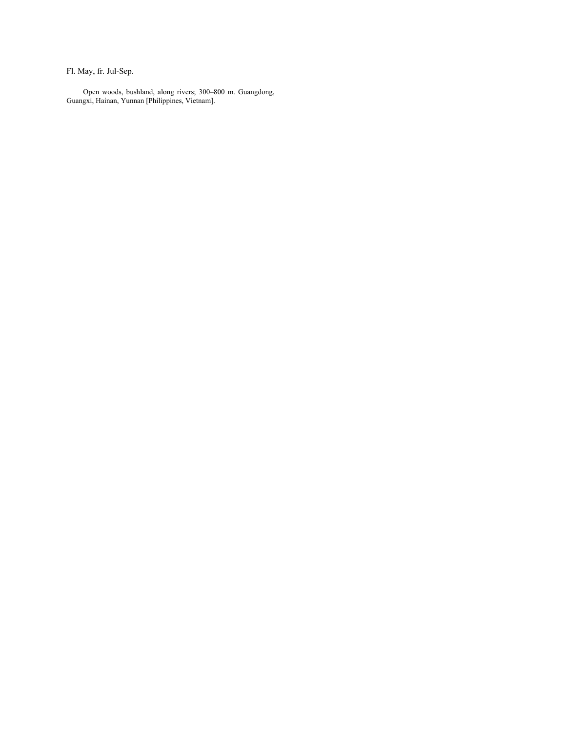Fl. May, fr. Jul-Sep.

Open woods, bushland, along rivers; 300–800 m. Guangdong, Guangxi, Hainan, Yunnan [Philippines, Vietnam].